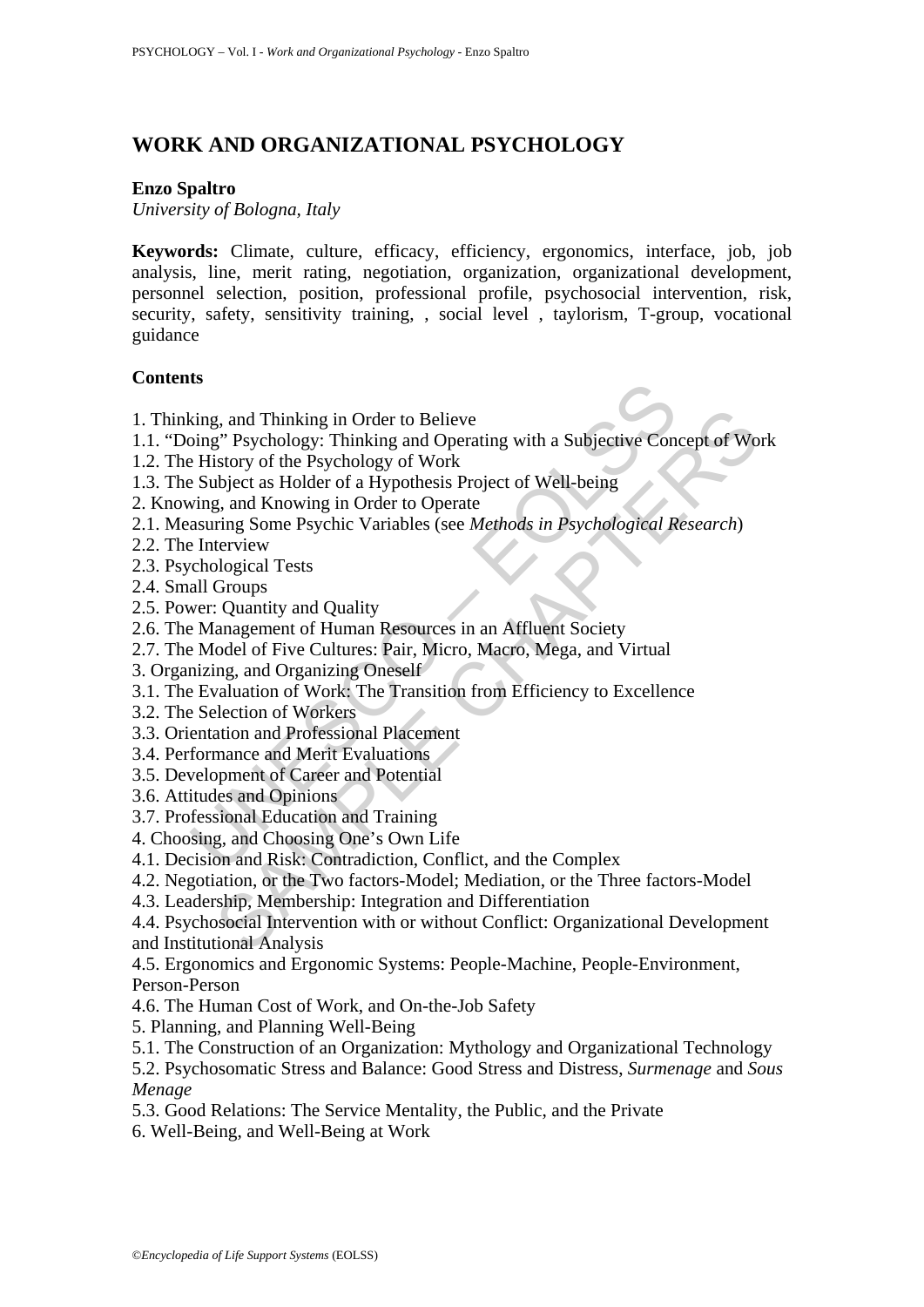# WORK AND ORGANIZATIONAL PSYCHOLOGY

**Enzo Spaltro**
*University of Bologna, Italy*

**Keywords:** Climate, culture, efficacy, efficiency, ergonomics, interface, job, job analysis, line, merit rating, negotiation, organization, organizational development, personnel selection, position, professional profile, psychosocial intervention, risk, security, safety, sensitivity training, , social level , taylorism, T-group, vocational guidance

## Contents

1. Thinking, and Thinking in Order to Believe
1.1. "Doing" Psychology: Thinking and Operating with a Subjective Concept of Work
1.2. The History of the Psychology of Work
1.3. The Subject as Holder of a Hypothesis Project of Well-being
2. Knowing, and Knowing in Order to Operate
2.1. Measuring Some Psychic Variables (see *Methods in Psychological Research*)
2.2. The Interview
2.3. Psychological Tests
2.4. Small Groups
2.5. Power: Quantity and Quality
2.6. The Management of Human Resources in an Affluent Society
2.7. The Model of Five Cultures: Pair, Micro, Macro, Mega, and Virtual
3. Organizing, and Organizing Oneself
3.1. The Evaluation of Work: The Transition from Efficiency to Excellence
3.2. The Selection of Workers
3.3. Orientation and Professional Placement
3.4. Performance and Merit Evaluations
3.5. Development of Career and Potential
3.6. Attitudes and Opinions
3.7. Professional Education and Training
4. Choosing, and Choosing One's Own Life
4.1. Decision and Risk: Contradiction, Conflict, and the Complex
4.2. Negotiation, or the Two factors-Model; Mediation, or the Three factors-Model
4.3. Leadership, Membership: Integration and Differentiation
4.4. Psychosocial Intervention with or without Conflict: Organizational Development and Institutional Analysis
4.5. Ergonomics and Ergonomic Systems: People-Machine, People-Environment, Person-Person
4.6. The Human Cost of Work, and On-the-Job Safety
5. Planning, and Planning Well-Being
5.1. The Construction of an Organization: Mythology and Organizational Technology
5.2. Psychosomatic Stress and Balance: Good Stress and Distress, *Surmenage* and *Sous Menage*
5.3. Good Relations: The Service Mentality, the Public, and the Private
6. Well-Being, and Well-Being at Work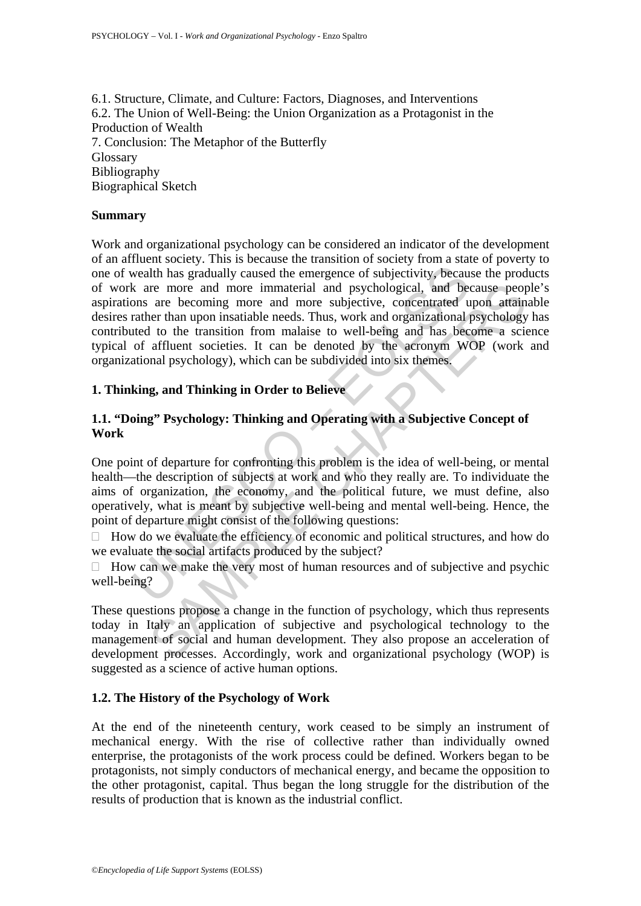6.1. Structure, Climate, and Culture: Factors, Diagnoses, and Interventions
6.2. The Union of Well-Being: the Union Organization as a Protagonist in the Production of Wealth
7. Conclusion: The Metaphor of the Butterfly
Glossary
Bibliography
Biographical Sketch

## Summary

Work and organizational psychology can be considered an indicator of the development of an affluent society. This is because the transition of society from a state of poverty to one of wealth has gradually caused the emergence of subjectivity, because the products of work are more and more immaterial and psychological, and because people's aspirations are becoming more and more subjective, concentrated upon attainable desires rather than upon insatiable needs. Thus, work and organizational psychology has contributed to the transition from malaise to well-being and has become a science typical of affluent societies. It can be denoted by the acronym WOP (work and organizational psychology), which can be subdivided into six themes.

## 1. Thinking, and Thinking in Order to Believe

### 1.1. "Doing" Psychology: Thinking and Operating with a Subjective Concept of Work

One point of departure for confronting this problem is the idea of well-being, or mental health—the description of subjects at work and who they really are. To individuate the aims of organization, the economy, and the political future, we must define, also operatively, what is meant by subjective well-being and mental well-being. Hence, the point of departure might consist of the following questions:

- How do we evaluate the efficiency of economic and political structures, and how do we evaluate the social artifacts produced by the subject?
- How can we make the very most of human resources and of subjective and psychic well-being?

These questions propose a change in the function of psychology, which thus represents today in Italy an application of subjective and psychological technology to the management of social and human development. They also propose an acceleration of development processes. Accordingly, work and organizational psychology (WOP) is suggested as a science of active human options.

### 1.2. The History of the Psychology of Work

At the end of the nineteenth century, work ceased to be simply an instrument of mechanical energy. With the rise of collective rather than individually owned enterprise, the protagonists of the work process could be defined. Workers began to be protagonists, not simply conductors of mechanical energy, and became the opposition to the other protagonist, capital. Thus began the long struggle for the distribution of the results of production that is known as the industrial conflict.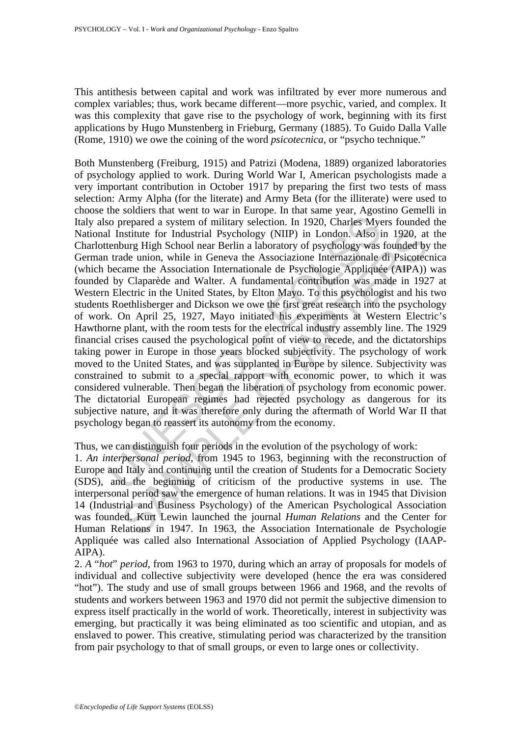This antithesis between capital and work was infiltrated by ever more numerous and complex variables; thus, work became different—more psychic, varied, and complex. It was this complexity that gave rise to the psychology of work, beginning with its first applications by Hugo Munstenberg in Frieburg, Germany (1885). To Guido Dalla Valle (Rome, 1910) we owe the coining of the word *psicotecnica*, or "psycho technique."

Both Munstenberg (Freiburg, 1915) and Patrizi (Modena, 1889) organized laboratories of psychology applied to work. During World War I, American psychologists made a very important contribution in October 1917 by preparing the first two tests of mass selection: Army Alpha (for the literate) and Army Beta (for the illiterate) were used to choose the soldiers that went to war in Europe. In that same year, Agostino Gemelli in Italy also prepared a system of military selection. In 1920, Charles Myers founded the National Institute for Industrial Psychology (NIIP) in London. Also in 1920, at the Charlottenburg High School near Berlin a laboratory of psychology was founded by the German trade union, while in Geneva the Associazione Internazionale di Psicotecnica (which became the Association Internationale de Psychologie Appliquée (AIPA)) was founded by Claparède and Walter. A fundamental contribution was made in 1927 at Western Electric in the United States, by Elton Mayo. To this psychologist and his two students Roethlisberger and Dickson we owe the first great research into the psychology of work. On April 25, 1927, Mayo initiated his experiments at Western Electric's Hawthorne plant, with the room tests for the electrical industry assembly line. The 1929 financial crises caused the psychological point of view to recede, and the dictatorships taking power in Europe in those years blocked subjectivity. The psychology of work moved to the United States, and was supplanted in Europe by silence. Subjectivity was constrained to submit to a special rapport with economic power, to which it was considered vulnerable. Then began the liberation of psychology from economic power. The dictatorial European regimes had rejected psychology as dangerous for its subjective nature, and it was therefore only during the aftermath of World War II that psychology began to reassert its autonomy from the economy.

Thus, we can distinguish four periods in the evolution of the psychology of work:

1. *An interpersonal period*, from 1945 to 1963, beginning with the reconstruction of Europe and Italy and continuing until the creation of Students for a Democratic Society (SDS), and the beginning of criticism of the productive systems in use. The interpersonal period saw the emergence of human relations. It was in 1945 that Division 14 (Industrial and Business Psychology) of the American Psychological Association was founded. Kurt Lewin launched the journal *Human Relations* and the Center for Human Relations in 1947. In 1963, the Association Internationale de Psychologie Appliquée was called also International Association of Applied Psychology (IAAP-AIPA).
2. *A "hot" period*, from 1963 to 1970, during which an array of proposals for models of individual and collective subjectivity were developed (hence the era was considered "hot"). The study and use of small groups between 1966 and 1968, and the revolts of students and workers between 1963 and 1970 did not permit the subjective dimension to express itself practically in the world of work. Theoretically, interest in subjectivity was emerging, but practically it was being eliminated as too scientific and utopian, and as enslaved to power. This creative, stimulating period was characterized by the transition from pair psychology to that of small groups, or even to large ones or collectivity.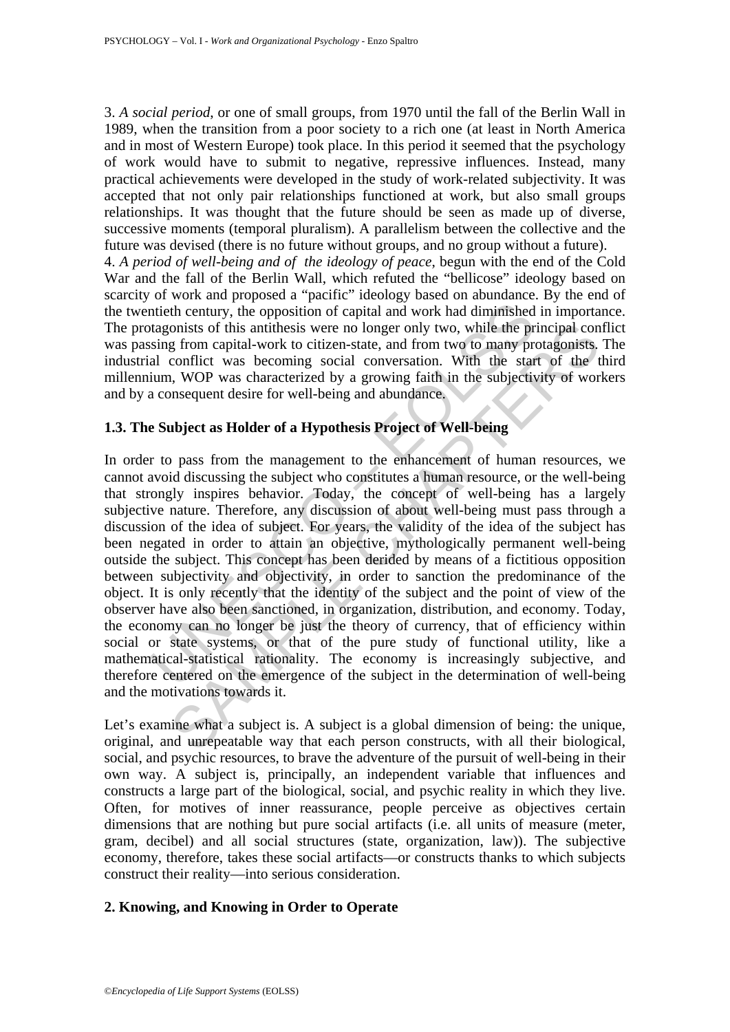3. *A social period*, or one of small groups, from 1970 until the fall of the Berlin Wall in 1989, when the transition from a poor society to a rich one (at least in North America and in most of Western Europe) took place. In this period it seemed that the psychology of work would have to submit to negative, repressive influences. Instead, many practical achievements were developed in the study of work-related subjectivity. It was accepted that not only pair relationships functioned at work, but also small groups relationships. It was thought that the future should be seen as made up of diverse, successive moments (temporal pluralism). A parallelism between the collective and the future was devised (there is no future without groups, and no group without a future).

4. *A period of well-being and of the ideology of peace*, begun with the end of the Cold War and the fall of the Berlin Wall, which refuted the "bellicose" ideology based on scarcity of work and proposed a "pacific" ideology based on abundance. By the end of the twentieth century, the opposition of capital and work had diminished in importance. The protagonists of this antithesis were no longer only two, while the principal conflict was passing from capital-work to citizen-state, and from two to many protagonists. The industrial conflict was becoming social conversation. With the start of the third millennium, WOP was characterized by a growing faith in the subjectivity of workers and by a consequent desire for well-being and abundance.

### 1.3. The Subject as Holder of a Hypothesis Project of Well-being

In order to pass from the management to the enhancement of human resources, we cannot avoid discussing the subject who constitutes a human resource, or the well-being that strongly inspires behavior. Today, the concept of well-being has a largely subjective nature. Therefore, any discussion of about well-being must pass through a discussion of the idea of subject. For years, the validity of the idea of the subject has been negated in order to attain an objective, mythologically permanent well-being outside the subject. This concept has been derided by means of a fictitious opposition between subjectivity and objectivity, in order to sanction the predominance of the object. It is only recently that the identity of the subject and the point of view of the observer have also been sanctioned, in organization, distribution, and economy. Today, the economy can no longer be just the theory of currency, that of efficiency within social or state systems, or that of the pure study of functional utility, like a mathematical-statistical rationality. The economy is increasingly subjective, and therefore centered on the emergence of the subject in the determination of well-being and the motivations towards it.

Let's examine what a subject is. A subject is a global dimension of being: the unique, original, and unrepeatable way that each person constructs, with all their biological, social, and psychic resources, to brave the adventure of the pursuit of well-being in their own way. A subject is, principally, an independent variable that influences and constructs a large part of the biological, social, and psychic reality in which they live. Often, for motives of inner reassurance, people perceive as objectives certain dimensions that are nothing but pure social artifacts (i.e. all units of measure (meter, gram, decibel) and all social structures (state, organization, law)). The subjective economy, therefore, takes these social artifacts—or constructs thanks to which subjects construct their reality—into serious consideration.

## 2. Knowing, and Knowing in Order to Operate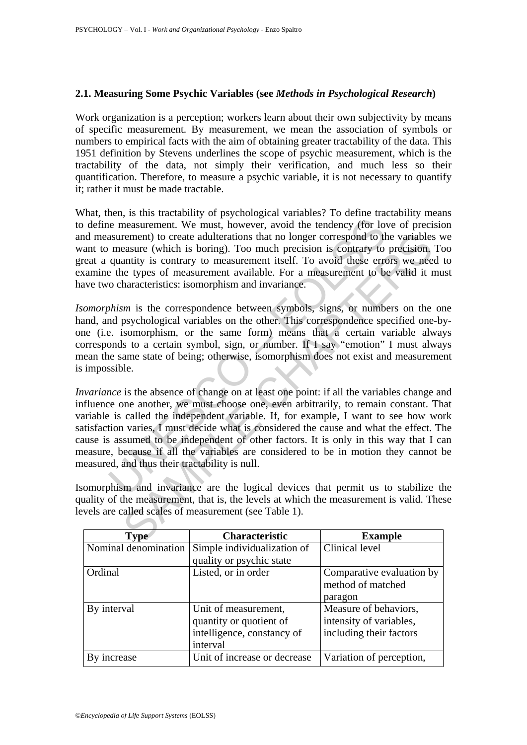## 2.1. Measuring Some Psychic Variables (see *Methods in Psychological Research*)

Work organization is a perception; workers learn about their own subjectivity by means of specific measurement. By measurement, we mean the association of symbols or numbers to empirical facts with the aim of obtaining greater tractability of the data. This 1951 definition by Stevens underlines the scope of psychic measurement, which is the tractability of the data, not simply their verification, and much less so their quantification. Therefore, to measure a psychic variable, it is not necessary to quantify it; rather it must be made tractable.

What, then, is this tractability of psychological variables? To define tractability means to define measurement. We must, however, avoid the tendency (for love of precision and measurement) to create adulterations that no longer correspond to the variables we want to measure (which is boring). Too much precision is contrary to precision. Too great a quantity is contrary to measurement itself. To avoid these errors we need to examine the types of measurement available. For a measurement to be valid it must have two characteristics: isomorphism and invariance.

*Isomorphism* is the correspondence between symbols, signs, or numbers on the one hand, and psychological variables on the other. This correspondence specified one-by-one (i.e. isomorphism, or the same form) means that a certain variable always corresponds to a certain symbol, sign, or number. If I say "emotion" I must always mean the same state of being; otherwise, isomorphism does not exist and measurement is impossible.

*Invariance* is the absence of change on at least one point: if all the variables change and influence one another, we must choose one, even arbitrarily, to remain constant. That variable is called the independent variable. If, for example, I want to see how work satisfaction varies, I must decide what is considered the cause and what the effect. The cause is assumed to be independent of other factors. It is only in this way that I can measure, because if all the variables are considered to be in motion they cannot be measured, and thus their tractability is null.

Isomorphism and invariance are the logical devices that permit us to stabilize the quality of the measurement, that is, the levels at which the measurement is valid. These levels are called scales of measurement (see Table 1).

| Type | Characteristic | Example |
|---|---|---|
| Nominal denomination | Simple individualization of quality or psychic state | Clinical level |
| Ordinal | Listed, or in order | Comparative evaluation by method of matched paragon |
| By interval | Unit of measurement, quantity or quotient of intelligence, constancy of interval | Measure of behaviors, intensity of variables, including their factors |
| By increase | Unit of increase or decrease | Variation of perception, |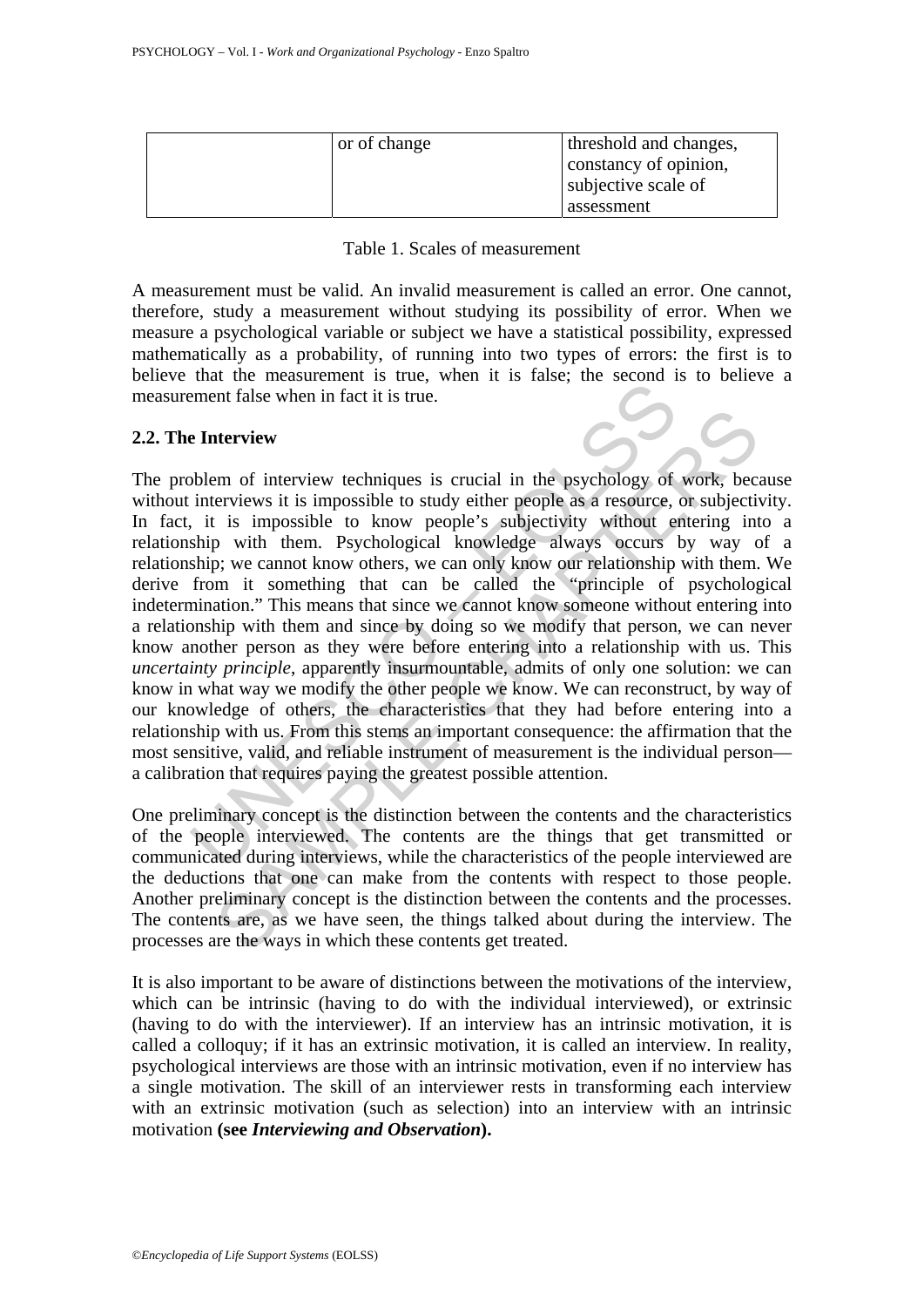| | | |
|---|---|---|
| | or of change | threshold and changes, constancy of opinion, subjective scale of assessment |

Table 1. Scales of measurement

A measurement must be valid. An invalid measurement is called an error. One cannot, therefore, study a measurement without studying its possibility of error. When we measure a psychological variable or subject we have a statistical possibility, expressed mathematically as a probability, of running into two types of errors: the first is to believe that the measurement is true, when it is false; the second is to believe a measurement false when in fact it is true.

## 2.2. The Interview

The problem of interview techniques is crucial in the psychology of work, because without interviews it is impossible to study either people as a resource, or subjectivity. In fact, it is impossible to know people's subjectivity without entering into a relationship with them. Psychological knowledge always occurs by way of a relationship; we cannot know others, we can only know our relationship with them. We derive from it something that can be called the "principle of psychological indetermination." This means that since we cannot know someone without entering into a relationship with them and since by doing so we modify that person, we can never know another person as they were before entering into a relationship with us. This *uncertainty principle*, apparently insurmountable, admits of only one solution: we can know in what way we modify the other people we know. We can reconstruct, by way of our knowledge of others, the characteristics that they had before entering into a relationship with us. From this stems an important consequence: the affirmation that the most sensitive, valid, and reliable instrument of measurement is the individual person—a calibration that requires paying the greatest possible attention.

One preliminary concept is the distinction between the contents and the characteristics of the people interviewed. The contents are the things that get transmitted or communicated during interviews, while the characteristics of the people interviewed are the deductions that one can make from the contents with respect to those people. Another preliminary concept is the distinction between the contents and the processes. The contents are, as we have seen, the things talked about during the interview. The processes are the ways in which these contents get treated.

It is also important to be aware of distinctions between the motivations of the interview, which can be intrinsic (having to do with the individual interviewed), or extrinsic (having to do with the interviewer). If an interview has an intrinsic motivation, it is called a colloquy; if it has an extrinsic motivation, it is called an interview. In reality, psychological interviews are those with an intrinsic motivation, even if no interview has a single motivation. The skill of an interviewer rests in transforming each interview with an extrinsic motivation (such as selection) into an interview with an intrinsic motivation **(see *Interviewing and Observation*).**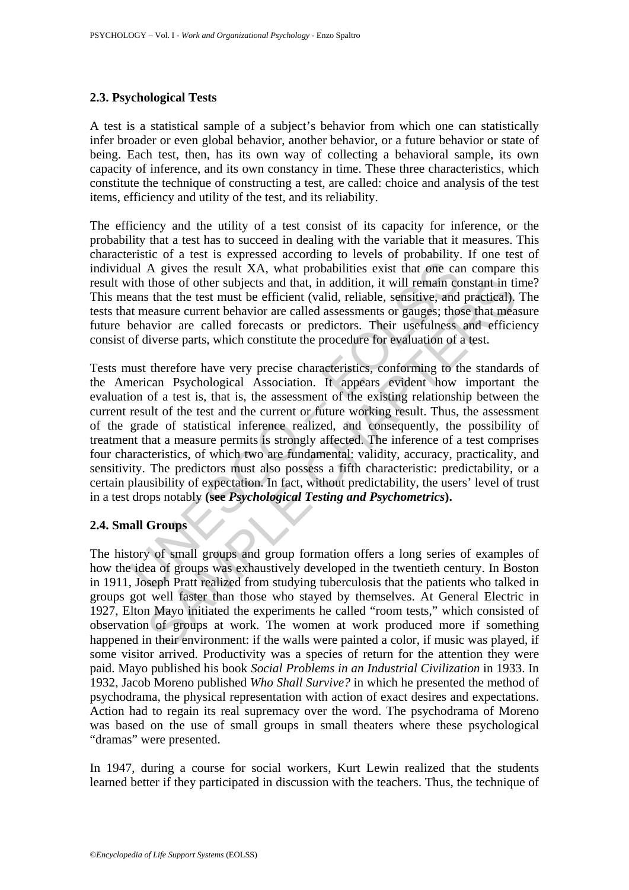## 2.3. Psychological Tests

A test is a statistical sample of a subject's behavior from which one can statistically infer broader or even global behavior, another behavior, or a future behavior or state of being. Each test, then, has its own way of collecting a behavioral sample, its own capacity of inference, and its own constancy in time. These three characteristics, which constitute the technique of constructing a test, are called: choice and analysis of the test items, efficiency and utility of the test, and its reliability.

The efficiency and the utility of a test consist of its capacity for inference, or the probability that a test has to succeed in dealing with the variable that it measures. This characteristic of a test is expressed according to levels of probability. If one test of individual A gives the result XA, what probabilities exist that one can compare this result with those of other subjects and that, in addition, it will remain constant in time? This means that the test must be efficient (valid, reliable, sensitive, and practical). The tests that measure current behavior are called assessments or gauges; those that measure future behavior are called forecasts or predictors. Their usefulness and efficiency consist of diverse parts, which constitute the procedure for evaluation of a test.

Tests must therefore have very precise characteristics, conforming to the standards of the American Psychological Association. It appears evident how important the evaluation of a test is, that is, the assessment of the existing relationship between the current result of the test and the current or future working result. Thus, the assessment of the grade of statistical inference realized, and consequently, the possibility of treatment that a measure permits is strongly affected. The inference of a test comprises four characteristics, of which two are fundamental: validity, accuracy, practicality, and sensitivity. The predictors must also possess a fifth characteristic: predictability, or a certain plausibility of expectation. In fact, without predictability, the users' level of trust in a test drops notably **(see *Psychological Testing and Psychometrics*).**

## 2.4. Small Groups

The history of small groups and group formation offers a long series of examples of how the idea of groups was exhaustively developed in the twentieth century. In Boston in 1911, Joseph Pratt realized from studying tuberculosis that the patients who talked in groups got well faster than those who stayed by themselves. At General Electric in 1927, Elton Mayo initiated the experiments he called "room tests," which consisted of observation of groups at work. The women at work produced more if something happened in their environment: if the walls were painted a color, if music was played, if some visitor arrived. Productivity was a species of return for the attention they were paid. Mayo published his book *Social Problems in an Industrial Civilization* in 1933. In 1932, Jacob Moreno published *Who Shall Survive?* in which he presented the method of psychodrama, the physical representation with action of exact desires and expectations. Action had to regain its real supremacy over the word. The psychodrama of Moreno was based on the use of small groups in small theaters where these psychological "dramas" were presented.

In 1947, during a course for social workers, Kurt Lewin realized that the students learned better if they participated in discussion with the teachers. Thus, the technique of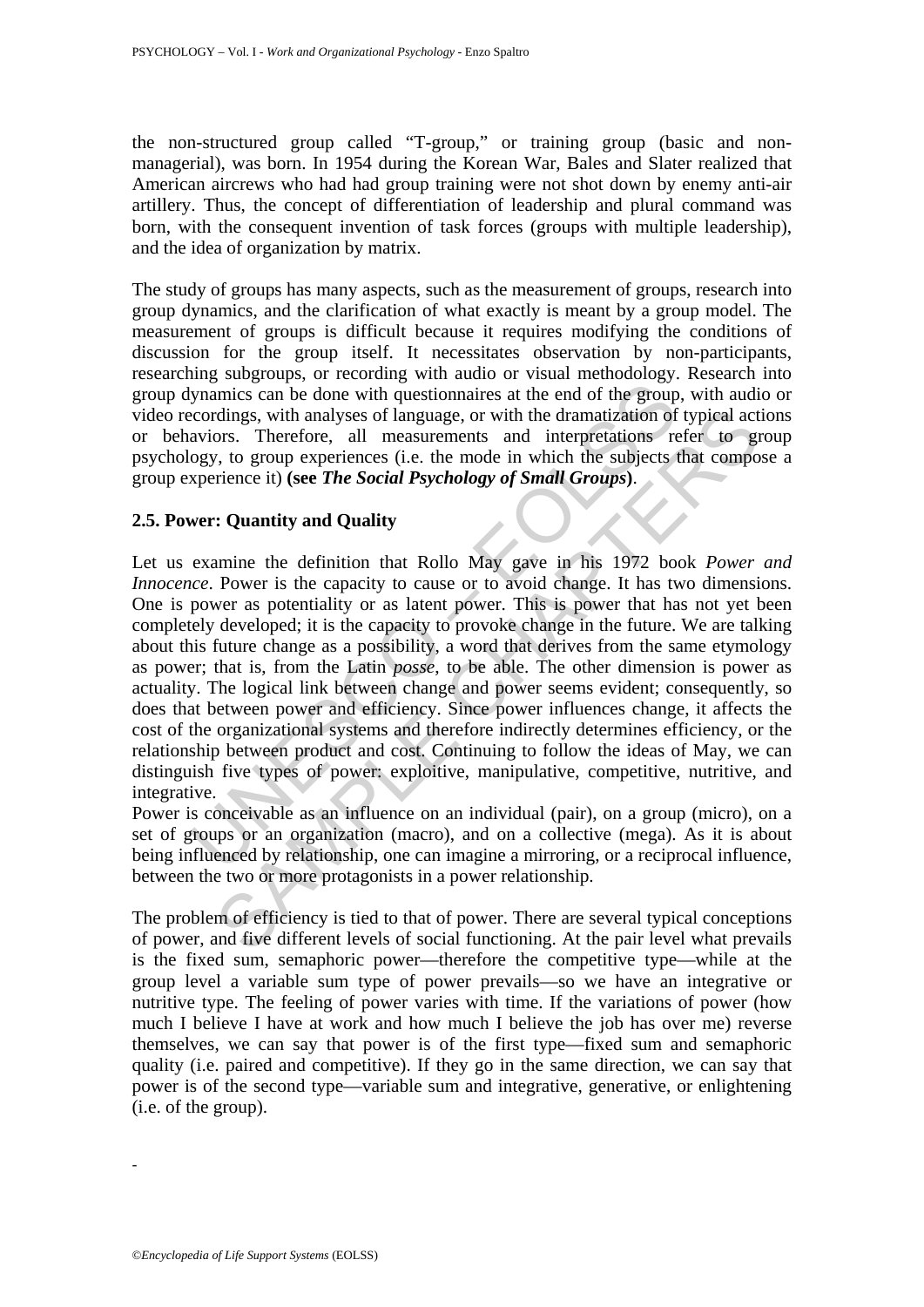the non-structured group called "T-group," or training group (basic and non-managerial), was born. In 1954 during the Korean War, Bales and Slater realized that American aircrews who had had group training were not shot down by enemy anti-air artillery. Thus, the concept of differentiation of leadership and plural command was born, with the consequent invention of task forces (groups with multiple leadership), and the idea of organization by matrix.

The study of groups has many aspects, such as the measurement of groups, research into group dynamics, and the clarification of what exactly is meant by a group model. The measurement of groups is difficult because it requires modifying the conditions of discussion for the group itself. It necessitates observation by non-participants, researching subgroups, or recording with audio or visual methodology. Research into group dynamics can be done with questionnaires at the end of the group, with audio or video recordings, with analyses of language, or with the dramatization of typical actions or behaviors. Therefore, all measurements and interpretations refer to group psychology, to group experiences (i.e. the mode in which the subjects that compose a group experience it) **(see *The Social Psychology of Small Groups*)**.

### 2.5. Power: Quantity and Quality

Let us examine the definition that Rollo May gave in his 1972 book *Power and Innocence*. Power is the capacity to cause or to avoid change. It has two dimensions. One is power as potentiality or as latent power. This is power that has not yet been completely developed; it is the capacity to provoke change in the future. We are talking about this future change as a possibility, a word that derives from the same etymology as power; that is, from the Latin *posse*, to be able. The other dimension is power as actuality. The logical link between change and power seems evident; consequently, so does that between power and efficiency. Since power influences change, it affects the cost of the organizational systems and therefore indirectly determines efficiency, or the relationship between product and cost. Continuing to follow the ideas of May, we can distinguish five types of power: exploitive, manipulative, competitive, nutritive, and integrative.

Power is conceivable as an influence on an individual (pair), on a group (micro), on a set of groups or an organization (macro), and on a collective (mega). As it is about being influenced by relationship, one can imagine a mirroring, or a reciprocal influence, between the two or more protagonists in a power relationship.

The problem of efficiency is tied to that of power. There are several typical conceptions of power, and five different levels of social functioning. At the pair level what prevails is the fixed sum, semaphoric power—therefore the competitive type—while at the group level a variable sum type of power prevails—so we have an integrative or nutritive type. The feeling of power varies with time. If the variations of power (how much I believe I have at work and how much I believe the job has over me) reverse themselves, we can say that power is of the first type—fixed sum and semaphoric quality (i.e. paired and competitive). If they go in the same direction, we can say that power is of the second type—variable sum and integrative, generative, or enlightening (i.e. of the group).

-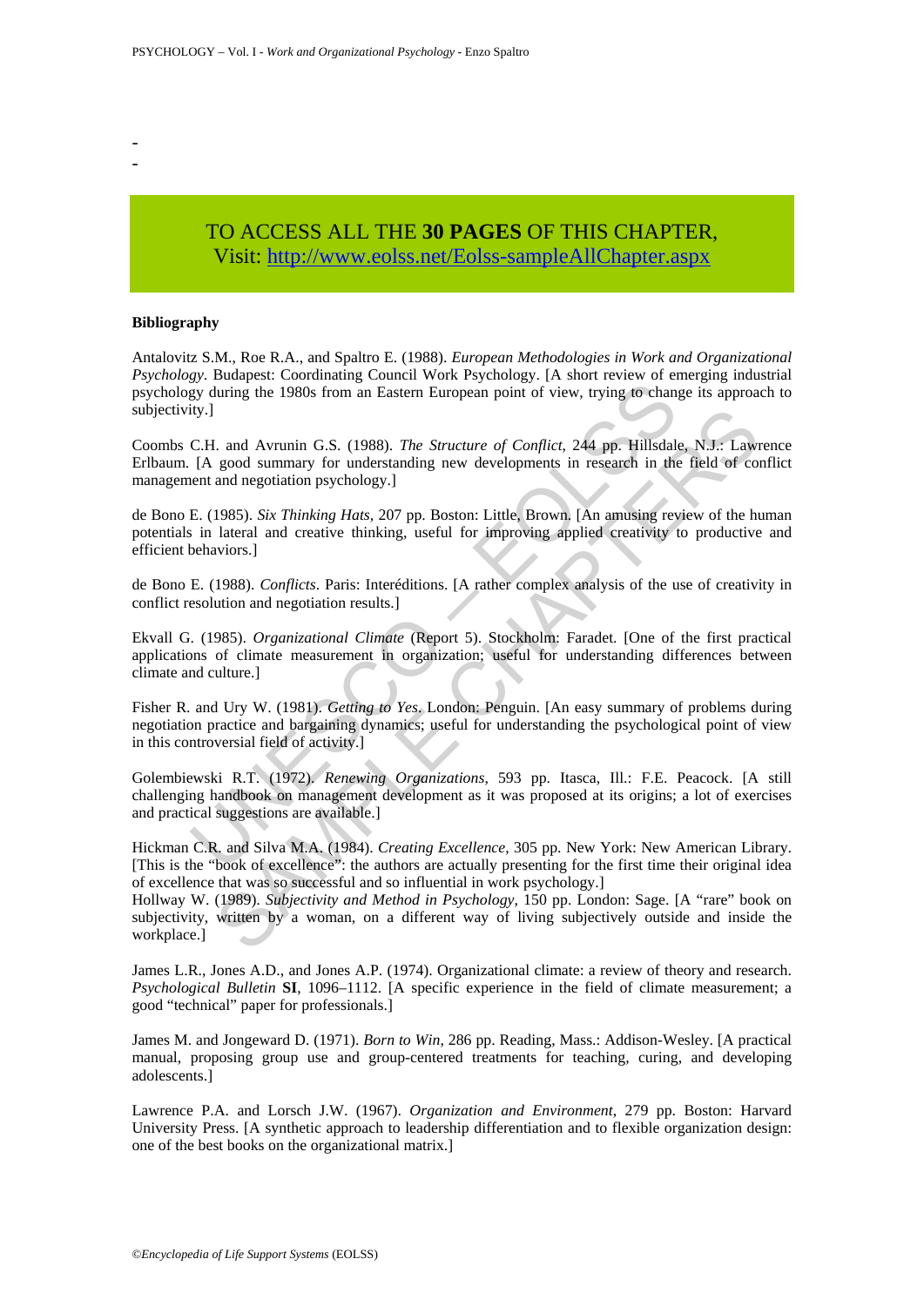-
-

TO ACCESS ALL THE **30 PAGES** OF THIS CHAPTER,
Visit: http://www.eolss.net/Eolss-sampleAllChapter.aspx

**Bibliography**

Antalovitz S.M., Roe R.A., and Spaltro E. (1988). *European Methodologies in Work and Organizational Psychology*. Budapest: Coordinating Council Work Psychology. [A short review of emerging industrial psychology during the 1980s from an Eastern European point of view, trying to change its approach to subjectivity.]

Coombs C.H. and Avrunin G.S. (1988). *The Structure of Conflict*, 244 pp. Hillsdale, N.J.: Lawrence Erlbaum. [A good summary for understanding new developments in research in the field of conflict management and negotiation psychology.]

de Bono E. (1985). *Six Thinking Hats*, 207 pp. Boston: Little, Brown. [An amusing review of the human potentials in lateral and creative thinking, useful for improving applied creativity to productive and efficient behaviors.]

de Bono E. (1988). *Conflicts*. Paris: Interéditions. [A rather complex analysis of the use of creativity in conflict resolution and negotiation results.]

Ekvall G. (1985). *Organizational Climate* (Report 5). Stockholm: Faradet. [One of the first practical applications of climate measurement in organization; useful for understanding differences between climate and culture.]

Fisher R. and Ury W. (1981). *Getting to Yes*. London: Penguin. [An easy summary of problems during negotiation practice and bargaining dynamics; useful for understanding the psychological point of view in this controversial field of activity.]

Golembiewski R.T. (1972). *Renewing Organizations*, 593 pp. Itasca, Ill.: F.E. Peacock. [A still challenging handbook on management development as it was proposed at its origins; a lot of exercises and practical suggestions are available.]

Hickman C.R. and Silva M.A. (1984). *Creating Excellence*, 305 pp. New York: New American Library. [This is the "book of excellence": the authors are actually presenting for the first time their original idea of excellence that was so successful and so influential in work psychology.]
Hollway W. (1989). *Subjectivity and Method in Psychology*, 150 pp. London: Sage. [A "rare" book on subjectivity, written by a woman, on a different way of living subjectively outside and inside the workplace.]

James L.R., Jones A.D., and Jones A.P. (1974). Organizational climate: a review of theory and research. *Psychological Bulletin* **SI**, 1096–1112. [A specific experience in the field of climate measurement; a good "technical" paper for professionals.]

James M. and Jongeward D. (1971). *Born to Win*, 286 pp. Reading, Mass.: Addison-Wesley. [A practical manual, proposing group use and group-centered treatments for teaching, curing, and developing adolescents.]

Lawrence P.A. and Lorsch J.W. (1967). *Organization and Environment*, 279 pp. Boston: Harvard University Press. [A synthetic approach to leadership differentiation and to flexible organization design: one of the best books on the organizational matrix.]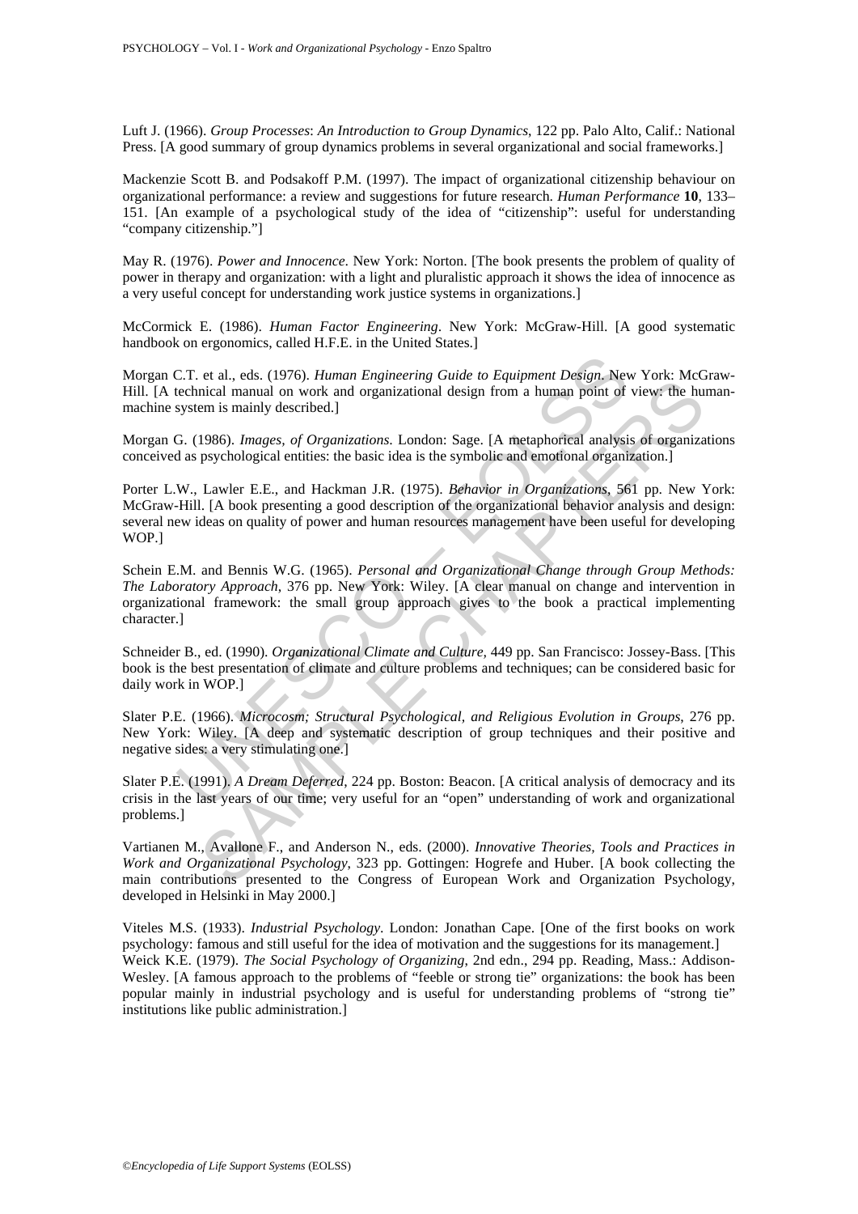Luft J. (1966). *Group Processes*: *An Introduction to Group Dynamics*, 122 pp. Palo Alto, Calif.: National Press. [A good summary of group dynamics problems in several organizational and social frameworks.]

Mackenzie Scott B. and Podsakoff P.M. (1997). The impact of organizational citizenship behaviour on organizational performance: a review and suggestions for future research. *Human Performance* **10**, 133–151. [An example of a psychological study of the idea of "citizenship": useful for understanding "company citizenship."]

May R. (1976). *Power and Innocence*. New York: Norton. [The book presents the problem of quality of power in therapy and organization: with a light and pluralistic approach it shows the idea of innocence as a very useful concept for understanding work justice systems in organizations.]

McCormick E. (1986). *Human Factor Engineering*. New York: McGraw-Hill. [A good systematic handbook on ergonomics, called H.F.E. in the United States.]

Morgan C.T. et al., eds. (1976). *Human Engineering Guide to Equipment Design*. New York: McGraw-Hill. [A technical manual on work and organizational design from a human point of view: the human-machine system is mainly described.]

Morgan G. (1986). *Images, of Organizations*. London: Sage. [A metaphorical analysis of organizations conceived as psychological entities: the basic idea is the symbolic and emotional organization.]

Porter L.W., Lawler E.E., and Hackman J.R. (1975). *Behavior in Organizations*, 561 pp. New York: McGraw-Hill. [A book presenting a good description of the organizational behavior analysis and design: several new ideas on quality of power and human resources management have been useful for developing WOP.]

Schein E.M. and Bennis W.G. (1965). *Personal and Organizational Change through Group Methods: The Laboratory Approach*, 376 pp. New York: Wiley. [A clear manual on change and intervention in organizational framework: the small group approach gives to the book a practical implementing character.]

Schneider B., ed. (1990). *Organizational Climate and Culture*, 449 pp. San Francisco: Jossey-Bass. [This book is the best presentation of climate and culture problems and techniques; can be considered basic for daily work in WOP.]

Slater P.E. (1966). *Microcosm; Structural Psychological, and Religious Evolution in Groups*, 276 pp. New York: Wiley. [A deep and systematic description of group techniques and their positive and negative sides: a very stimulating one.]

Slater P.E. (1991). *A Dream Deferred*, 224 pp. Boston: Beacon. [A critical analysis of democracy and its crisis in the last years of our time; very useful for an "open" understanding of work and organizational problems.]

Vartianen M., Avallone F., and Anderson N., eds. (2000). *Innovative Theories, Tools and Practices in Work and Organizational Psychology*, 323 pp. Gottingen: Hogrefe and Huber. [A book collecting the main contributions presented to the Congress of European Work and Organization Psychology, developed in Helsinki in May 2000.]

Viteles M.S. (1933). *Industrial Psychology*. London: Jonathan Cape. [One of the first books on work psychology: famous and still useful for the idea of motivation and the suggestions for its management.]

Weick K.E. (1979). *The Social Psychology of Organizing*, 2nd edn., 294 pp. Reading, Mass.: Addison-Wesley. [A famous approach to the problems of "feeble or strong tie" organizations: the book has been popular mainly in industrial psychology and is useful for understanding problems of "strong tie" institutions like public administration.]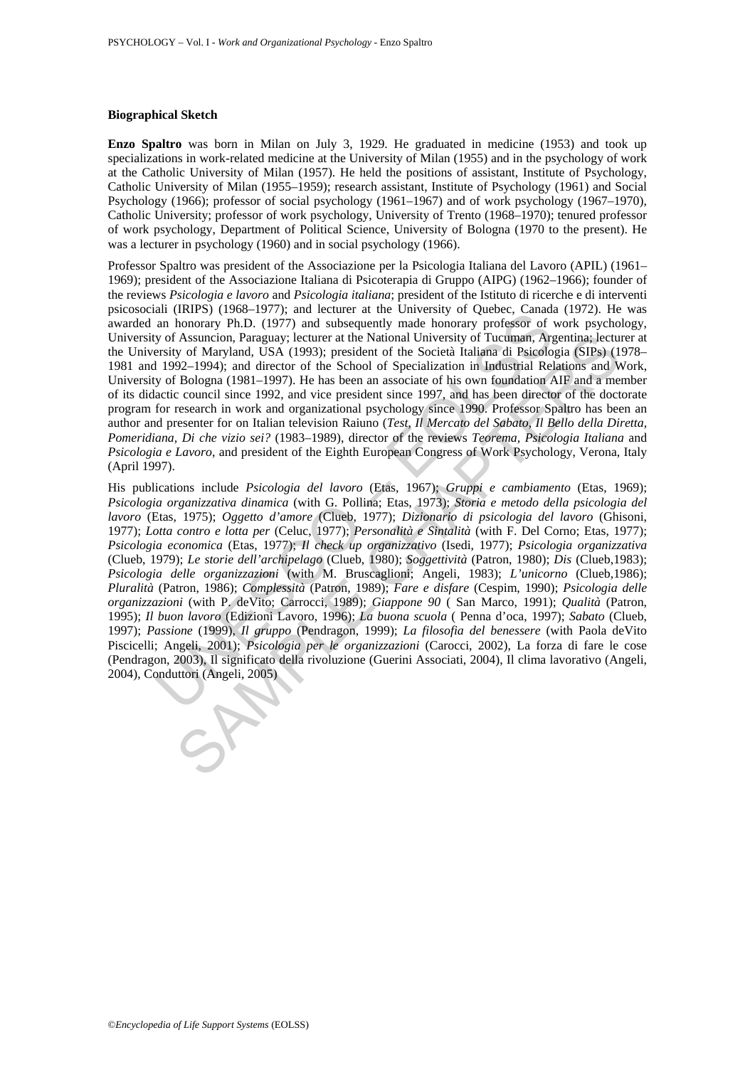### Biographical Sketch

**Enzo Spaltro** was born in Milan on July 3, 1929. He graduated in medicine (1953) and took up specializations in work-related medicine at the University of Milan (1955) and in the psychology of work at the Catholic University of Milan (1957). He held the positions of assistant, Institute of Psychology, Catholic University of Milan (1955–1959); research assistant, Institute of Psychology (1961) and Social Psychology (1966); professor of social psychology (1961–1967) and of work psychology (1967–1970), Catholic University; professor of work psychology, University of Trento (1968–1970); tenured professor of work psychology, Department of Political Science, University of Bologna (1970 to the present). He was a lecturer in psychology (1960) and in social psychology (1966).

Professor Spaltro was president of the Associazione per la Psicologia Italiana del Lavoro (APIL) (1961–1969); president of the Associazione Italiana di Psicoterapia di Gruppo (AIPG) (1962–1966); founder of the reviews *Psicologia e lavoro* and *Psicologia italiana*; president of the Istituto di ricerche e di interventi psicosociali (IRIPS) (1968–1977); and lecturer at the University of Quebec, Canada (1972). He was awarded an honorary Ph.D. (1977) and subsequently made honorary professor of work psychology, University of Assuncion, Paraguay; lecturer at the National University of Tucuman, Argentina; lecturer at the University of Maryland, USA (1993); president of the Società Italiana di Psicologia (SIPs) (1978–1981 and 1992–1994); and director of the School of Specialization in Industrial Relations and Work, University of Bologna (1981–1997). He has been an associate of his own foundation AIF and a member of its didactic council since 1992, and vice president since 1997, and has been director of the doctorate program for research in work and organizational psychology since 1990. Professor Spaltro has been an author and presenter for on Italian television Raiuno (*Test, Il Mercato del Sabato, Il Bello della Diretta, Pomeridiana, Di che vizio sei?* (1983–1989), director of the reviews *Teorema, Psicologia Italiana* and *Psicologia e Lavoro*, and president of the Eighth European Congress of Work Psychology, Verona, Italy (April 1997).

His publications include *Psicologia del lavoro* (Etas, 1967); *Gruppi e cambiamento* (Etas, 1969); *Psicologia organizzativa dinamica* (with G. Pollina; Etas, 1973); *Storia e metodo della psicologia del lavoro* (Etas, 1975); *Oggetto d'amore* (Clueb, 1977); *Dizionario di psicologia del lavoro* (Ghisoni, 1977); *Lotta contro e lotta per* (Celuc, 1977); *Personalità e Sintalità* (with F. Del Corno; Etas, 1977); *Psicologia economica* (Etas, 1977); *Il check up organizzativo* (Isedi, 1977); *Psicologia organizzativa* (Clueb, 1979); *Le storie dell'archipelago* (Clueb, 1980); *Soggettività* (Patron, 1980); *Dis* (Clueb,1983); *Psicologia delle organizzazioni* (with M. Bruscaglioni; Angeli, 1983); *L'unicorno* (Clueb,1986); *Pluralità* (Patron, 1986); *Complessità* (Patron, 1989); *Fare e disfare* (Cespim, 1990); *Psicologia delle organizzazioni* (with P. deVito; Carrocci, 1989); *Giappone 90* ( San Marco, 1991); *Qualità* (Patron, 1995); *Il buon lavoro* (Edizioni Lavoro, 1996); *La buona scuola* ( Penna d'oca, 1997); *Sabato* (Clueb, 1997); *Passione* (1999), *Il gruppo* (Pendragon, 1999); *La filosofia del benessere* (with Paola deVito Piscicelli; Angeli, 2001); *Psicologia per le organizzazioni* (Carocci, 2002), La forza di fare le cose (Pendragon, 2003), Il significato della rivoluzione (Guerini Associati, 2004), Il clima lavorativo (Angeli, 2004), Conduttori (Angeli, 2005)